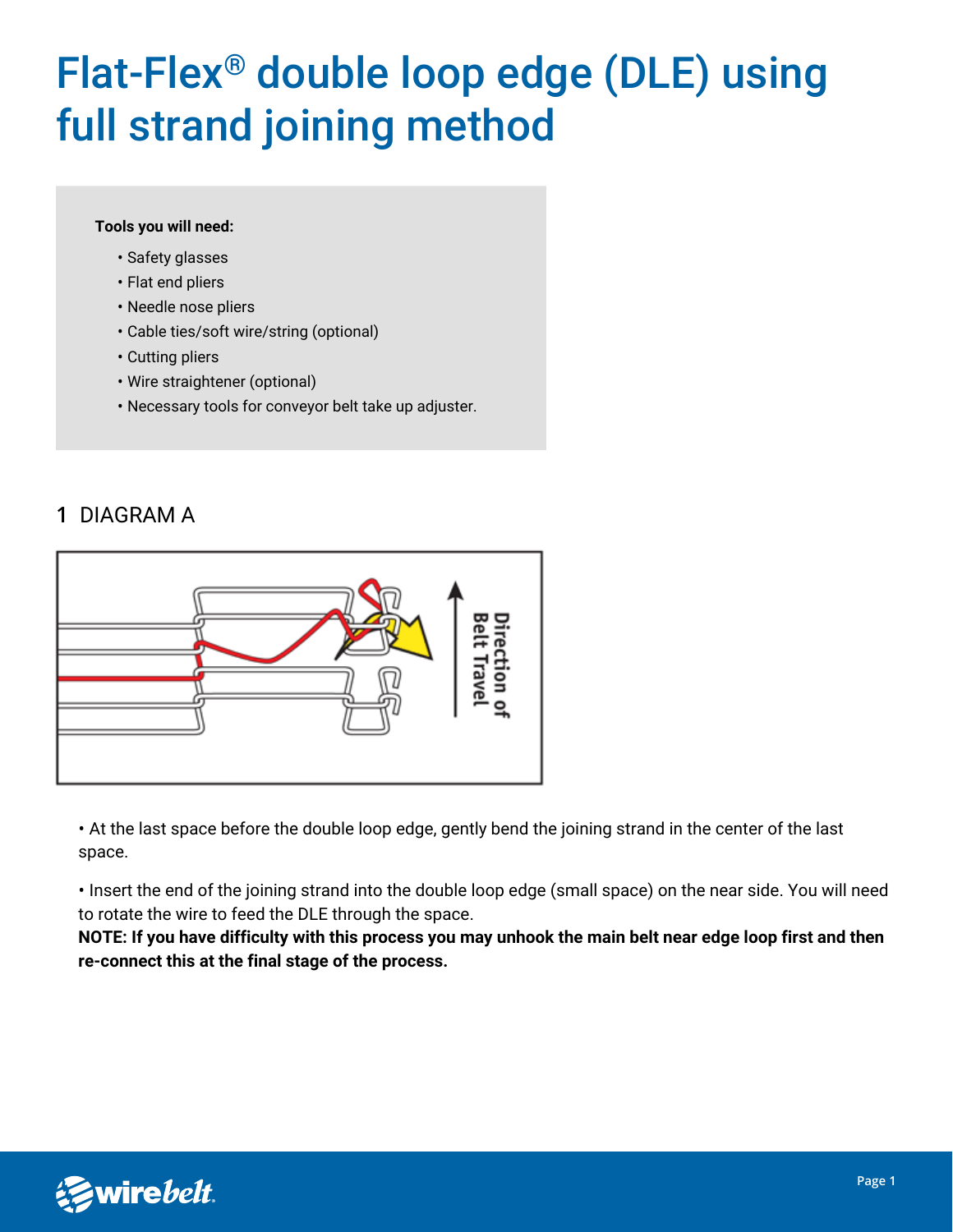# Flat-Flex® double loop edge (DLE) using full strand joining method

**Tools you will need:**

- Safety glasses
- Flat end pliers
- Needle nose pliers
- Cable ties/soft wire/string (optional)
- Cutting pliers
- Wire straightener (optional)
- Necessary tools for conveyor belt take up adjuster.

## 1 DIAGRAM A

- At the last space before the double loop edge, gently bend the joining strand in the center of the last space.
- Insert the end of the joining strand into the double loop edge (small space) on the near side. You will need to rotate the wire to feed the DLE through the space.

**NOTE: If you have difficulty with this process you may unhook the main belt near edge loop first and then re-connect this at the final stage of the process.**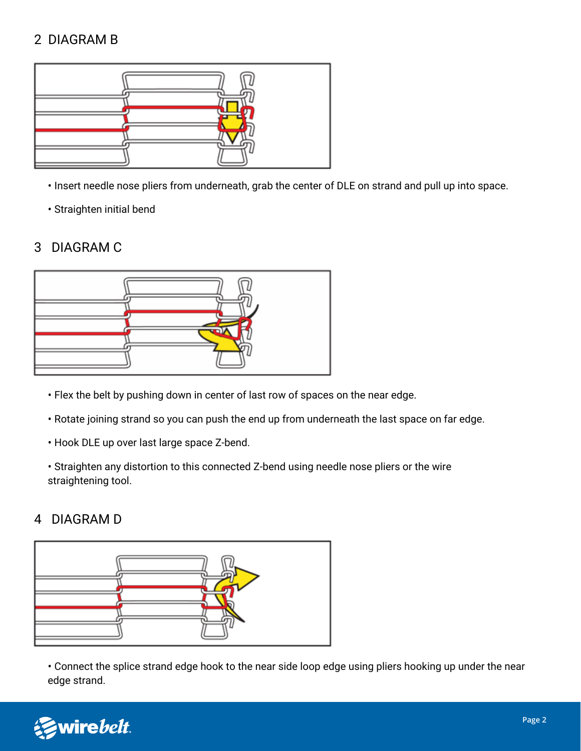## 2 DIAGRAM B

- Insert needle nose pliers from underneath, grab the center of DLE on strand and pull up into space.
- Straighten initial bend

## 3 DIAGRAM C

- Flex the belt by pushing down in center of last row of spaces on the near edge.
- Rotate joining strand so you can push the end up from underneath the last space on far edge.
- Hook DLE up over last large space Z-bend.
- Straighten any distortion to this connected Z-bend using needle nose pliers or the wire straightening tool.

## 4 DIAGRAM D

- Connect the splice strand edge hook to the near side loop edge using pliers hooking up under the near edge strand.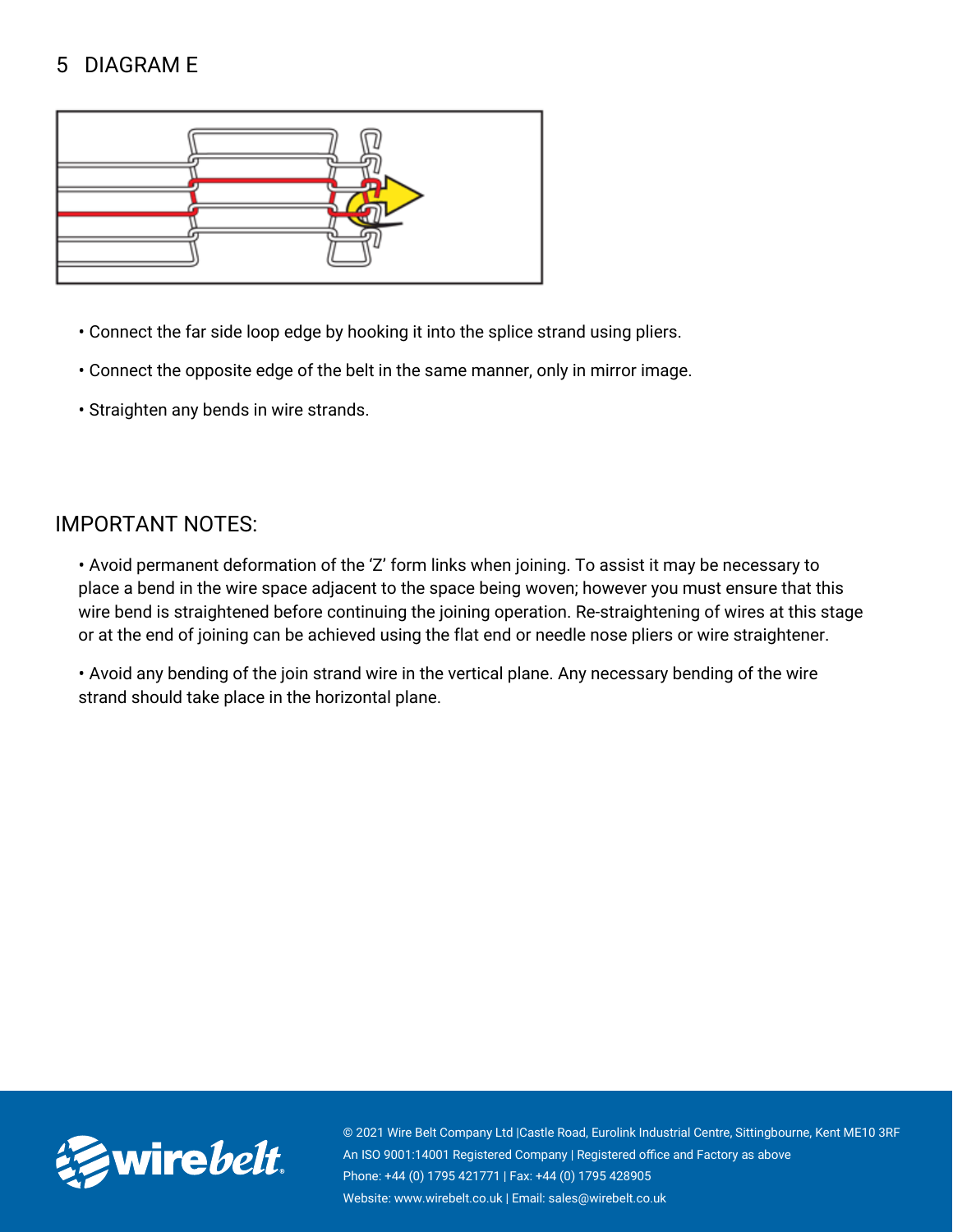## 5 DIAGRAM E

- Connect the far side loop edge by hooking it into the splice strand using pliers.
- Connect the opposite edge of the belt in the same manner, only in mirror image.
- Straighten any bends in wire strands.

## IMPORTANT NOTES:

- Avoid permanent deformation of the 'Z' form links when joining. To assist it may be necessary to place a bend in the wire space adjacent to the space being woven; however you must ensure that this wire bend is straightened before continuing the joining operation. Re-straightening of wires at this stage or at the end of joining can be achieved using the flat end or needle nose pliers or wire straightener.
- Avoid any bending of the join strand wire in the vertical plane. Any necessary bending of the wire strand should take place in the horizontal plane.